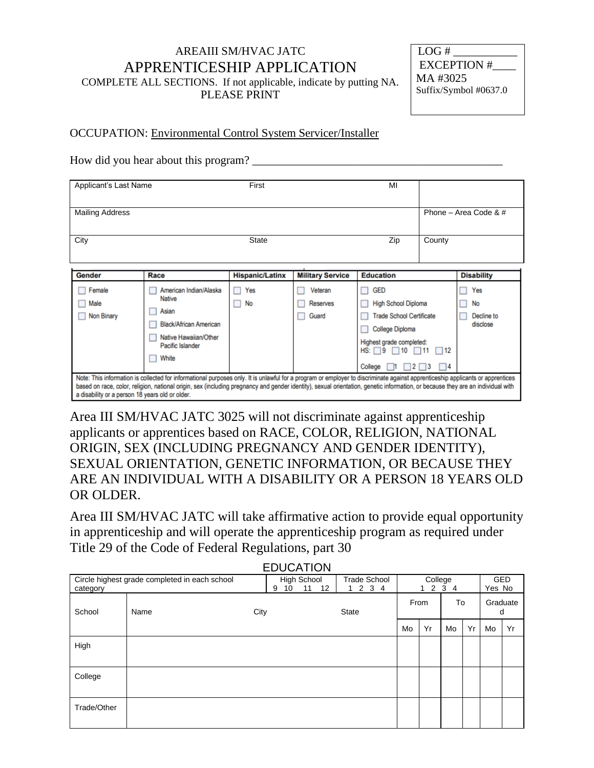AREAIII SM/HVAC JATC

# APPRENTICESHIP APPLICATION

COMPLETE ALL SECTIONS. If not applicable, indicate by putting NA.
PLEASE PRINT

LOG # ___________
EXCEPTION #____
MA #3025
Suffix/Symbol #0637.0

OCCUPATION: Environmental Control System Servicer/Installer

How did you hear about this program? ___________________________________________

| Applicant's Last Name | First | MI | |
|---|---|---|---|
| Mailing Address | | | Phone – Area Code & # |
| City | State | Zip | County |

| Gender | Race | Hispanic/Latinx | Military Service | Education | Disability |
|---|---|---|---|---|---|
| ☐ Female<br>☐ Male<br>☐ Non Binary | ☐ American Indian/Alaska Native<br>☐ Asian<br>☐ Black/African American<br>☐ Native Hawaiian/Other Pacific Islander<br>☐ White | ☐ Yes<br>☐ No | ☐ Veteran<br>☐ Reserves<br>☐ Guard | ☐ GED<br>☐ High School Diploma<br>☐ Trade School Certificate<br>☐ College Diploma<br>Highest grade completed:<br>HS: ☐9 ☐10 ☐11 ☐12<br>College ☐1 ☐2 ☐3 ☐4 | ☐ Yes<br>☐ No<br>☐ Decline to disclose |

Note: This information is collected for informational purposes only. It is unlawful for a program or employer to discriminate against apprenticeship applicants or apprentices based on race, color, religion, national origin, sex (including pregnancy and gender identity), sexual orientation, genetic information, or because they are an individual with a disability or a person 18 years old or older.

Area III SM/HVAC JATC 3025 will not discriminate against apprenticeship applicants or apprentices based on RACE, COLOR, RELIGION, NATIONAL ORIGIN, SEX (INCLUDING PREGNANCY AND GENDER IDENTITY), SEXUAL ORIENTATION, GENETIC INFORMATION, OR BECAUSE THEY ARE AN INDIVIDUAL WITH A DISABILITY OR A PERSON 18 YEARS OLD OR OLDER.

Area III SM/HVAC JATC will take affirmative action to provide equal opportunity in apprenticeship and will operate the apprenticeship program as required under Title 29 of the Code of Federal Regulations, part 30

## EDUCATION

| Circle highest grade completed in each school category | | High School 9 10 11 12 | Trade School 1 2 3 4 | College 1 2 3 4 | | | | GED Yes No | |
|---|---|---|---|---|---|---|---|---|---|
| School | Name | City | State | From | | To | | Graduated | |
| | | | | Mo | Yr | Mo | Yr | Mo | Yr |
| High | | | | | | | | | |
| College | | | | | | | | | |
| Trade/Other | | | | | | | | | |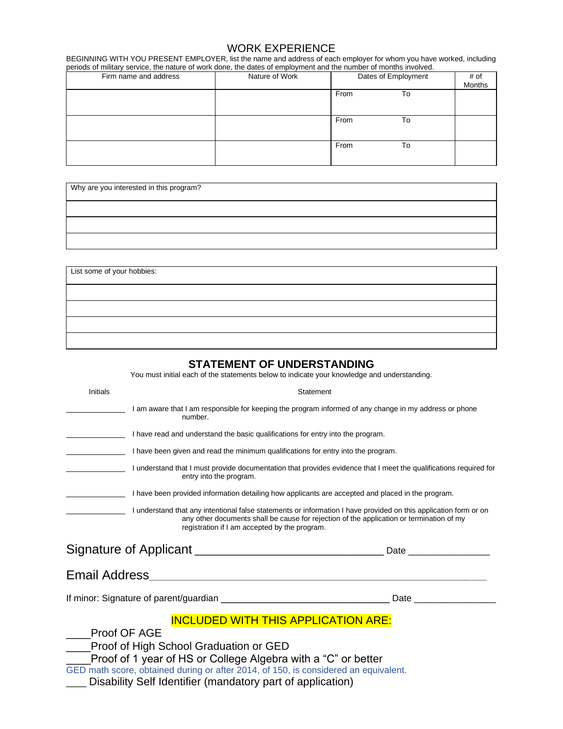## WORK EXPERIENCE

BEGINNING WITH YOU PRESENT EMPLOYER, list the name and address of each employer for whom you have worked, including periods of military service, the nature of work done, the dates of employment and the number of months involved.

| Firm name and address | Nature of Work | Dates of Employment | # of Months |
|---|---|---|---|
| | | From To | |
| | | From To | |
| | | From To | |

| Why are you interested in this program? |
|---|
| |
| |
| |

| List some of your hobbies: |
|---|
| |
| |
| |
| |

## STATEMENT OF UNDERSTANDING

You must initial each of the statements below to indicate your knowledge and understanding.

| Initials | Statement |
|---|---|
| ______ | I am aware that I am responsible for keeping the program informed of any change in my address or phone number. |
| ______ | I have read and understand the basic qualifications for entry into the program. |
| ______ | I have been given and read the minimum qualifications for entry into the program. |
| ______ | I understand that I must provide documentation that provides evidence that I meet the qualifications required for entry into the program. |
| ______ | I have been provided information detailing how applicants are accepted and placed in the program. |
| ______ | I understand that any intentional false statements or information I have provided on this application form or on any other documents shall be cause for rejection of the application or termination of my registration if I am accepted by the program. |

Signature of Applicant ______________________________ Date _______________

Email Address_____________________________________________________________

If minor: Signature of parent/guardian ______________________________ Date _______________

**INCLUDED WITH THIS APPLICATION ARE:**

____Proof OF AGE

____Proof of High School Graduation or GED

____Proof of 1 year of HS or College Algebra with a "C" or better

GED math score, obtained during or after 2014, of 150, is considered an equivalent.

___ Disability Self Identifier (mandatory part of application)